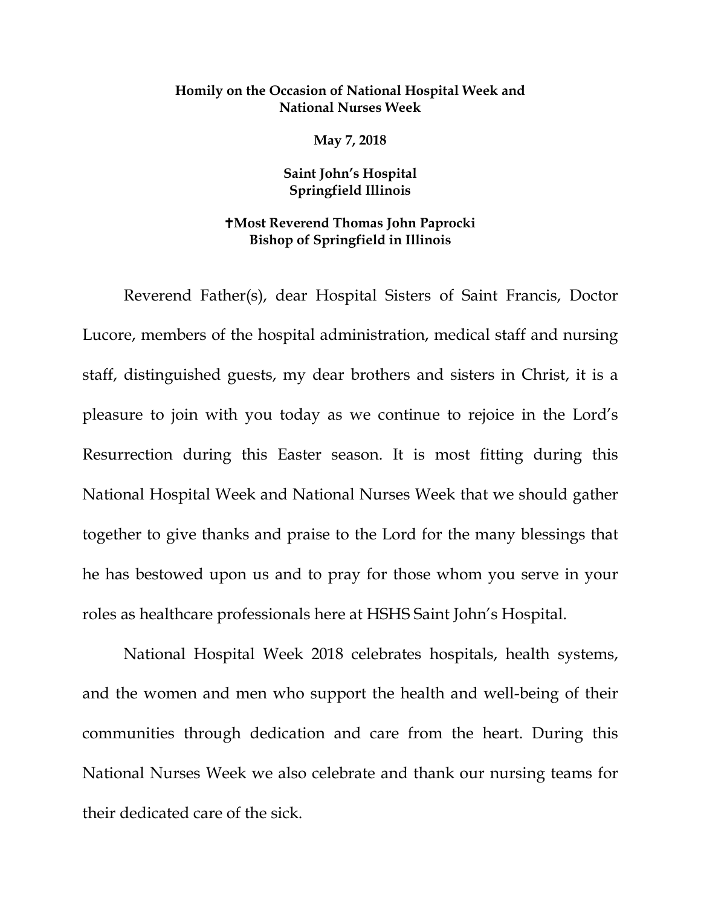**Homily on the Occasion of National Hospital Week and National Nurses Week**

**May 7, 2018**

**Saint John's Hospital**
**Springfield Illinois**

**✝Most Reverend Thomas John Paprocki**
**Bishop of Springfield in Illinois**

Reverend Father(s), dear Hospital Sisters of Saint Francis, Doctor Lucore, members of the hospital administration, medical staff and nursing staff, distinguished guests, my dear brothers and sisters in Christ, it is a pleasure to join with you today as we continue to rejoice in the Lord's Resurrection during this Easter season. It is most fitting during this National Hospital Week and National Nurses Week that we should gather together to give thanks and praise to the Lord for the many blessings that he has bestowed upon us and to pray for those whom you serve in your roles as healthcare professionals here at HSHS Saint John's Hospital.

National Hospital Week 2018 celebrates hospitals, health systems, and the women and men who support the health and well-being of their communities through dedication and care from the heart. During this National Nurses Week we also celebrate and thank our nursing teams for their dedicated care of the sick.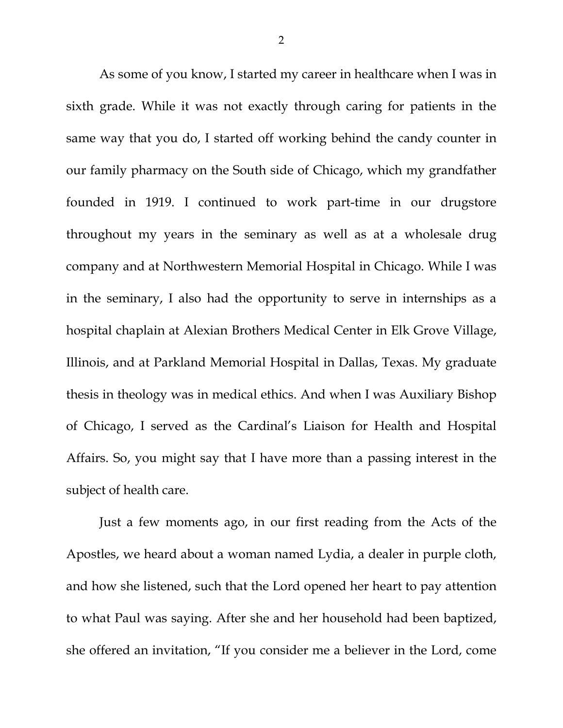As some of you know, I started my career in healthcare when I was in sixth grade. While it was not exactly through caring for patients in the same way that you do, I started off working behind the candy counter in our family pharmacy on the South side of Chicago, which my grandfather founded in 1919. I continued to work part-time in our drugstore throughout my years in the seminary as well as at a wholesale drug company and at Northwestern Memorial Hospital in Chicago. While I was in the seminary, I also had the opportunity to serve in internships as a hospital chaplain at Alexian Brothers Medical Center in Elk Grove Village, Illinois, and at Parkland Memorial Hospital in Dallas, Texas. My graduate thesis in theology was in medical ethics. And when I was Auxiliary Bishop of Chicago, I served as the Cardinal's Liaison for Health and Hospital Affairs. So, you might say that I have more than a passing interest in the subject of health care.

Just a few moments ago, in our first reading from the Acts of the Apostles, we heard about a woman named Lydia, a dealer in purple cloth, and how she listened, such that the Lord opened her heart to pay attention to what Paul was saying. After she and her household had been baptized, she offered an invitation, "If you consider me a believer in the Lord, come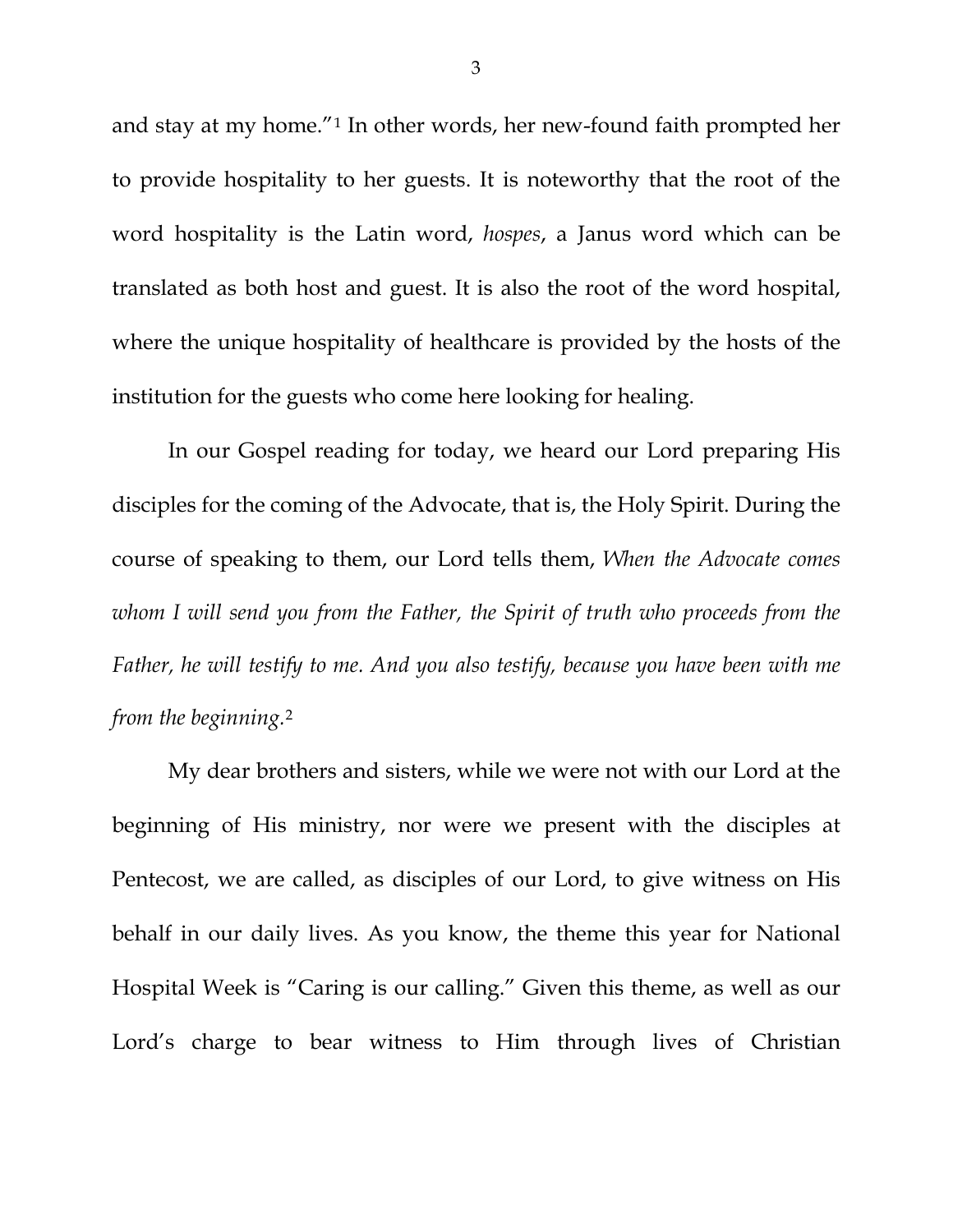and stay at my home."[1] In other words, her new-found faith prompted her to provide hospitality to her guests. It is noteworthy that the root of the word hospitality is the Latin word, *hospes*, a Janus word which can be translated as both host and guest. It is also the root of the word hospital, where the unique hospitality of healthcare is provided by the hosts of the institution for the guests who come here looking for healing.

In our Gospel reading for today, we heard our Lord preparing His disciples for the coming of the Advocate, that is, the Holy Spirit. During the course of speaking to them, our Lord tells them, *When the Advocate comes whom I will send you from the Father, the Spirit of truth who proceeds from the Father, he will testify to me. And you also testify, because you have been with me from the beginning.*[2]

My dear brothers and sisters, while we were not with our Lord at the beginning of His ministry, nor were we present with the disciples at Pentecost, we are called, as disciples of our Lord, to give witness on His behalf in our daily lives. As you know, the theme this year for National Hospital Week is "Caring is our calling." Given this theme, as well as our Lord's charge to bear witness to Him through lives of Christian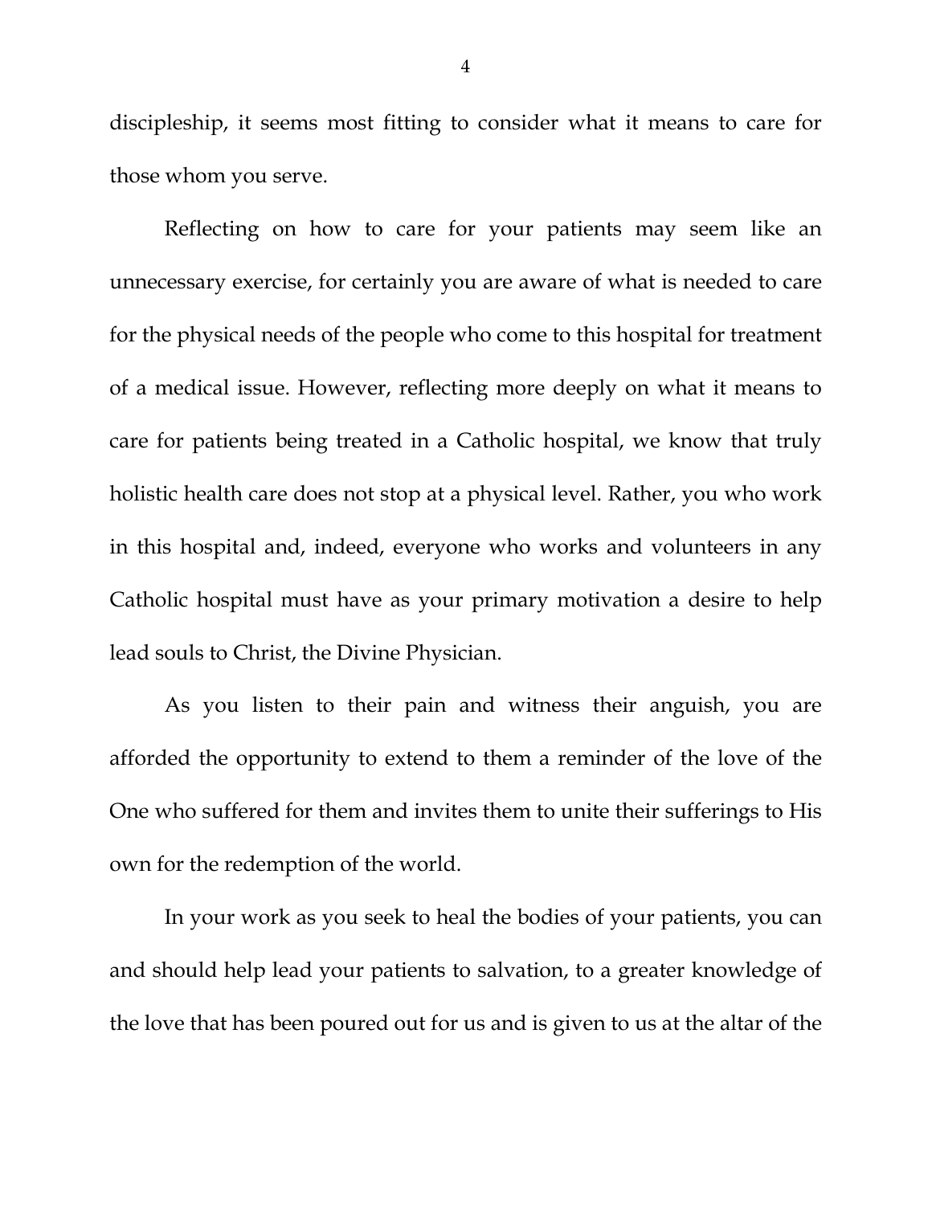discipleship, it seems most fitting to consider what it means to care for those whom you serve.

Reflecting on how to care for your patients may seem like an unnecessary exercise, for certainly you are aware of what is needed to care for the physical needs of the people who come to this hospital for treatment of a medical issue. However, reflecting more deeply on what it means to care for patients being treated in a Catholic hospital, we know that truly holistic health care does not stop at a physical level. Rather, you who work in this hospital and, indeed, everyone who works and volunteers in any Catholic hospital must have as your primary motivation a desire to help lead souls to Christ, the Divine Physician.

As you listen to their pain and witness their anguish, you are afforded the opportunity to extend to them a reminder of the love of the One who suffered for them and invites them to unite their sufferings to His own for the redemption of the world.

In your work as you seek to heal the bodies of your patients, you can and should help lead your patients to salvation, to a greater knowledge of the love that has been poured out for us and is given to us at the altar of the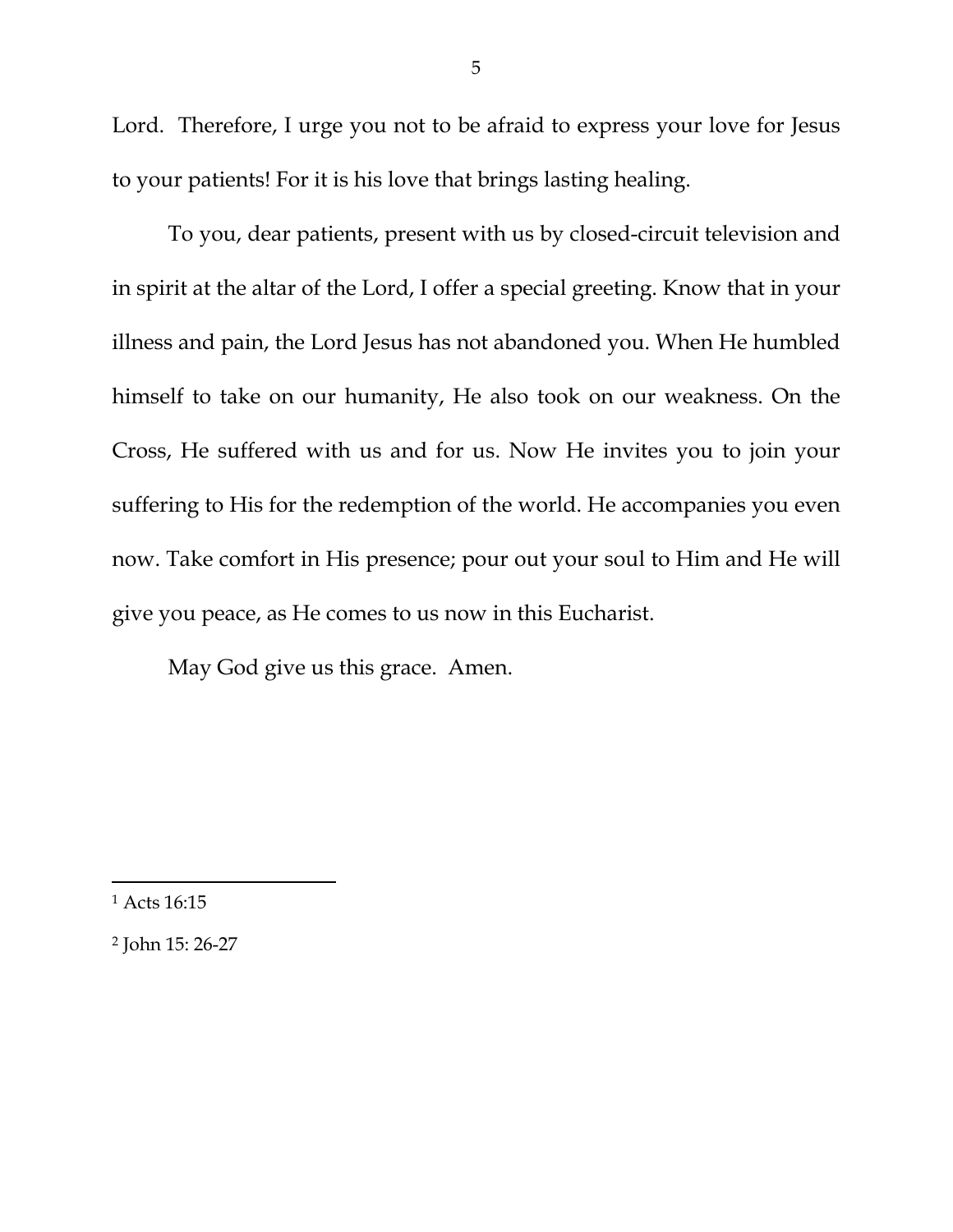Lord. Therefore, I urge you not to be afraid to express your love for Jesus to your patients! For it is his love that brings lasting healing.

To you, dear patients, present with us by closed-circuit television and in spirit at the altar of the Lord, I offer a special greeting. Know that in your illness and pain, the Lord Jesus has not abandoned you. When He humbled himself to take on our humanity, He also took on our weakness. On the Cross, He suffered with us and for us. Now He invites you to join your suffering to His for the redemption of the world. He accompanies you even now. Take comfort in His presence; pour out your soul to Him and He will give you peace, as He comes to us now in this Eucharist.

May God give us this grace. Amen.

---

[1] Acts 16:15

[2] John 15: 26-27